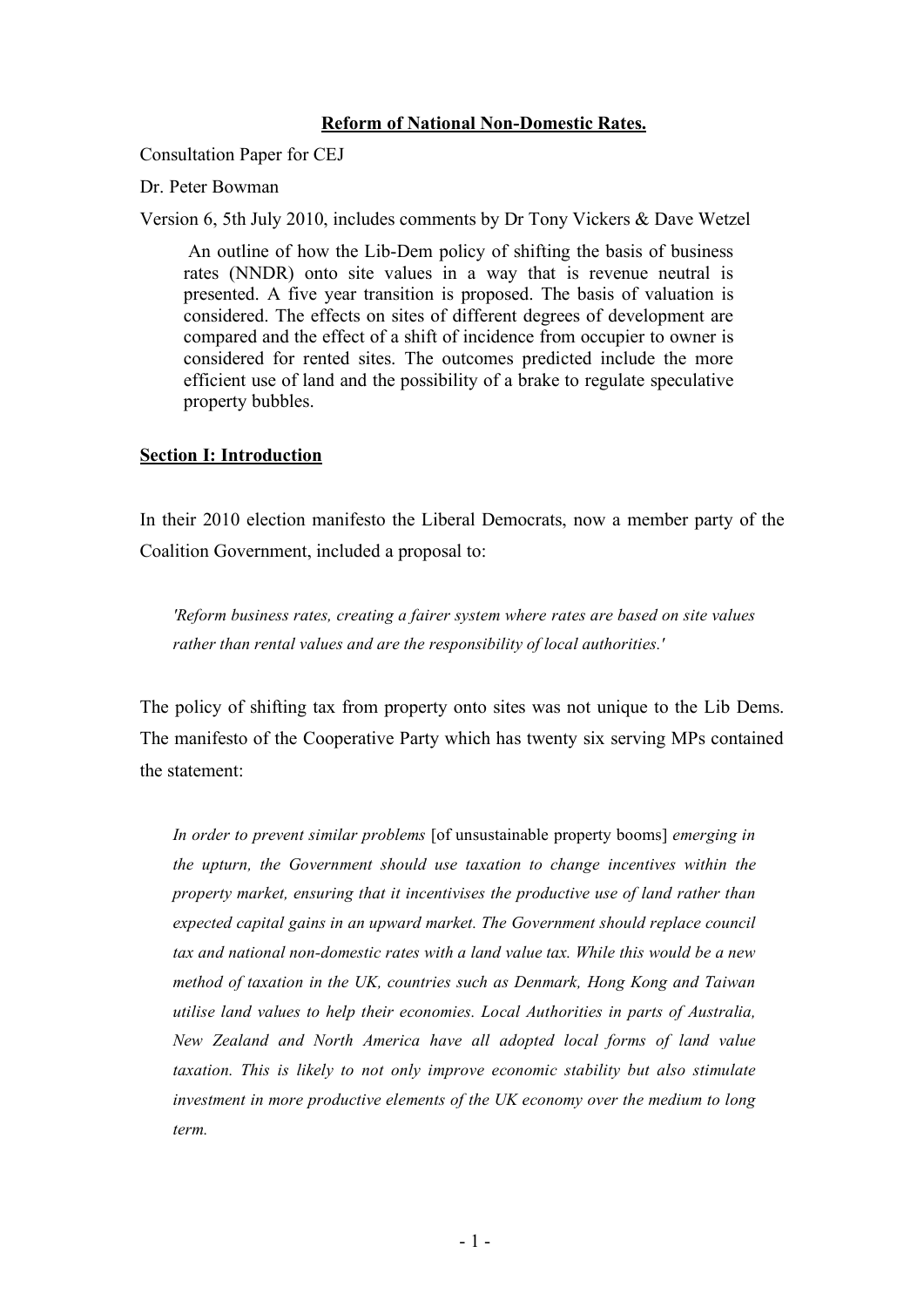# Reform of National Non-Domestic Rates.

Consultation Paper for CEJ

Dr. Peter Bowman

Version 6, 5th July 2010, includes comments by Dr Tony Vickers & Dave Wetzel

> An outline of how the Lib-Dem policy of shifting the basis of business rates (NNDR) onto site values in a way that is revenue neutral is presented. A five year transition is proposed. The basis of valuation is considered. The effects on sites of different degrees of development are compared and the effect of a shift of incidence from occupier to owner is considered for rented sites. The outcomes predicted include the more efficient use of land and the possibility of a brake to regulate speculative property bubbles.

## Section I: Introduction

In their 2010 election manifesto the Liberal Democrats, now a member party of the Coalition Government, included a proposal to:

> *'Reform business rates, creating a fairer system where rates are based on site values rather than rental values and are the responsibility of local authorities.'*

The policy of shifting tax from property onto sites was not unique to the Lib Dems. The manifesto of the Cooperative Party which has twenty six serving MPs contained the statement:

> *In order to prevent similar problems* [of unsustainable property booms] *emerging in the upturn, the Government should use taxation to change incentives within the property market, ensuring that it incentivises the productive use of land rather than expected capital gains in an upward market. The Government should replace council tax and national non-domestic rates with a land value tax. While this would be a new method of taxation in the UK, countries such as Denmark, Hong Kong and Taiwan utilise land values to help their economies. Local Authorities in parts of Australia, New Zealand and North America have all adopted local forms of land value taxation. This is likely to not only improve economic stability but also stimulate investment in more productive elements of the UK economy over the medium to long term.*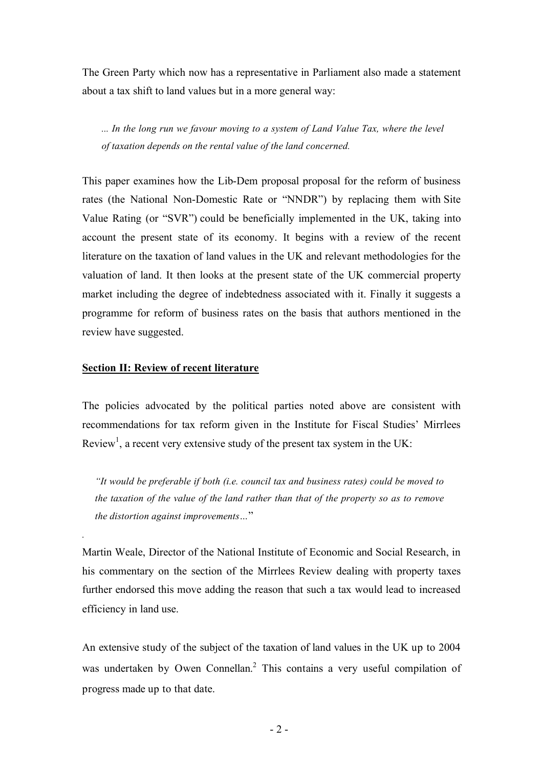The Green Party which now has a representative in Parliament also made a statement about a tax shift to land values but in a more general way:

> *... In the long run we favour moving to a system of Land Value Tax, where the level of taxation depends on the rental value of the land concerned.*

This paper examines how the Lib-Dem proposal proposal for the reform of business rates (the National Non-Domestic Rate or "NNDR") by replacing them with Site Value Rating (or "SVR") could be beneficially implemented in the UK, taking into account the present state of its economy. It begins with a review of the recent literature on the taxation of land values in the UK and relevant methodologies for the valuation of land. It then looks at the present state of the UK commercial property market including the degree of indebtedness associated with it. Finally it suggests a programme for reform of business rates on the basis that authors mentioned in the review have suggested.

## Section II: Review of recent literature

The policies advocated by the political parties noted above are consistent with recommendations for tax reform given in the Institute for Fiscal Studies' Mirrlees Review[1], a recent very extensive study of the present tax system in the UK:

> *"It would be preferable if both (i.e. council tax and business rates) could be moved to the taxation of the value of the land rather than that of the property so as to remove the distortion against improvements…"*

Martin Weale, Director of the National Institute of Economic and Social Research, in his commentary on the section of the Mirrlees Review dealing with property taxes further endorsed this move adding the reason that such a tax would lead to increased efficiency in land use.

An extensive study of the subject of the taxation of land values in the UK up to 2004 was undertaken by Owen Connellan.[2] This contains a very useful compilation of progress made up to that date.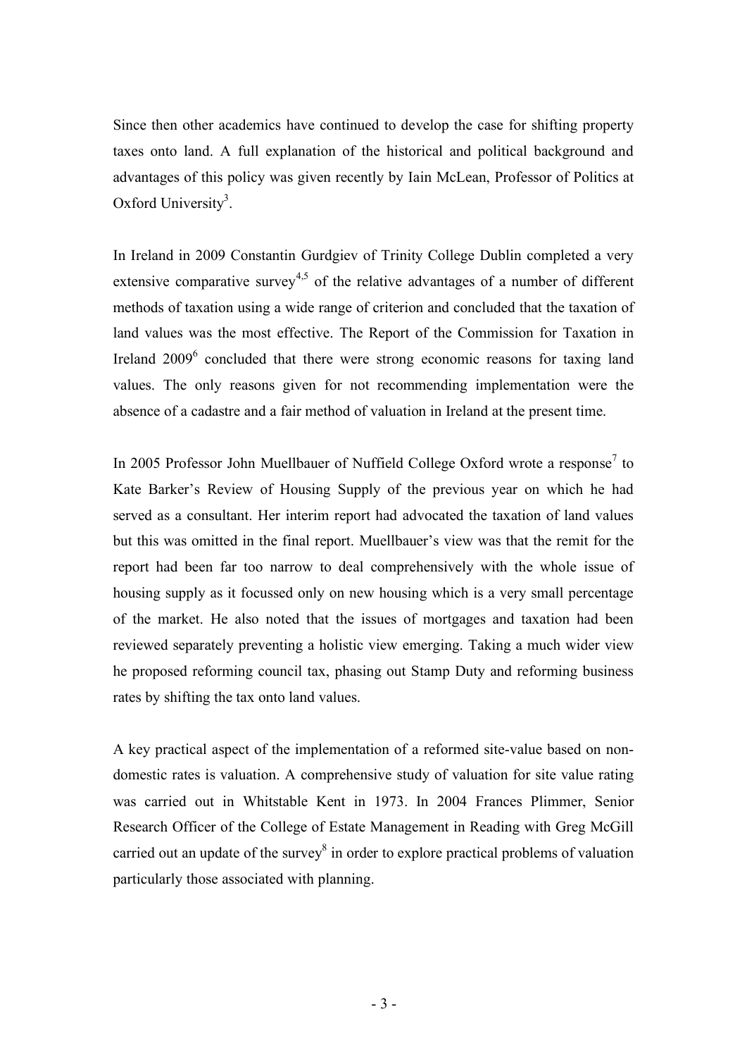Since then other academics have continued to develop the case for shifting property taxes onto land. A full explanation of the historical and political background and advantages of this policy was given recently by Iain McLean, Professor of Politics at Oxford University[3].

In Ireland in 2009 Constantin Gurdgiev of Trinity College Dublin completed a very extensive comparative survey[4,5] of the relative advantages of a number of different methods of taxation using a wide range of criterion and concluded that the taxation of land values was the most effective. The Report of the Commission for Taxation in Ireland 2009[6] concluded that there were strong economic reasons for taxing land values. The only reasons given for not recommending implementation were the absence of a cadastre and a fair method of valuation in Ireland at the present time.

In 2005 Professor John Muellbauer of Nuffield College Oxford wrote a response[7] to Kate Barker's Review of Housing Supply of the previous year on which he had served as a consultant. Her interim report had advocated the taxation of land values but this was omitted in the final report. Muellbauer's view was that the remit for the report had been far too narrow to deal comprehensively with the whole issue of housing supply as it focussed only on new housing which is a very small percentage of the market. He also noted that the issues of mortgages and taxation had been reviewed separately preventing a holistic view emerging. Taking a much wider view he proposed reforming council tax, phasing out Stamp Duty and reforming business rates by shifting the tax onto land values.

A key practical aspect of the implementation of a reformed site-value based on non-domestic rates is valuation. A comprehensive study of valuation for site value rating was carried out in Whitstable Kent in 1973. In 2004 Frances Plimmer, Senior Research Officer of the College of Estate Management in Reading with Greg McGill carried out an update of the survey[8] in order to explore practical problems of valuation particularly those associated with planning.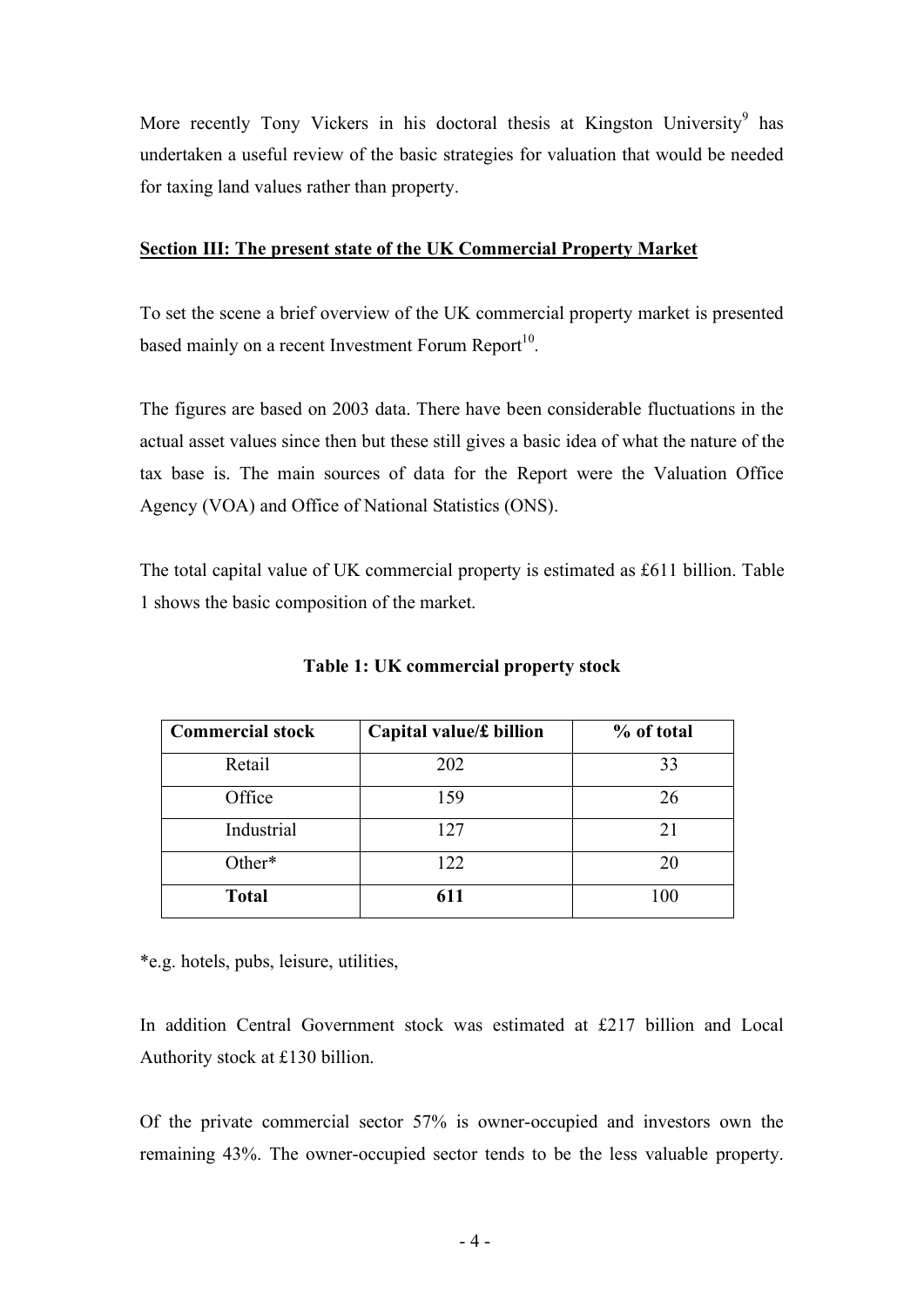More recently Tony Vickers in his doctoral thesis at Kingston University[9] has undertaken a useful review of the basic strategies for valuation that would be needed for taxing land values rather than property.

## Section III: The present state of the UK Commercial Property Market

To set the scene a brief overview of the UK commercial property market is presented based mainly on a recent Investment Forum Report[10].

The figures are based on 2003 data. There have been considerable fluctuations in the actual asset values since then but these still gives a basic idea of what the nature of the tax base is. The main sources of data for the Report were the Valuation Office Agency (VOA) and Office of National Statistics (ONS).

The total capital value of UK commercial property is estimated as £611 billion. Table 1 shows the basic composition of the market.

**Table 1: UK commercial property stock**

| Commercial stock | Capital value/£ billion | % of total |
|---|---|---|
| Retail | 202 | 33 |
| Office | 159 | 26 |
| Industrial | 127 | 21 |
| Other* | 122 | 20 |
| **Total** | **611** | 100 |

*e.g. hotels, pubs, leisure, utilities,

In addition Central Government stock was estimated at £217 billion and Local Authority stock at £130 billion.

Of the private commercial sector 57% is owner-occupied and investors own the remaining 43%. The owner-occupied sector tends to be the less valuable property.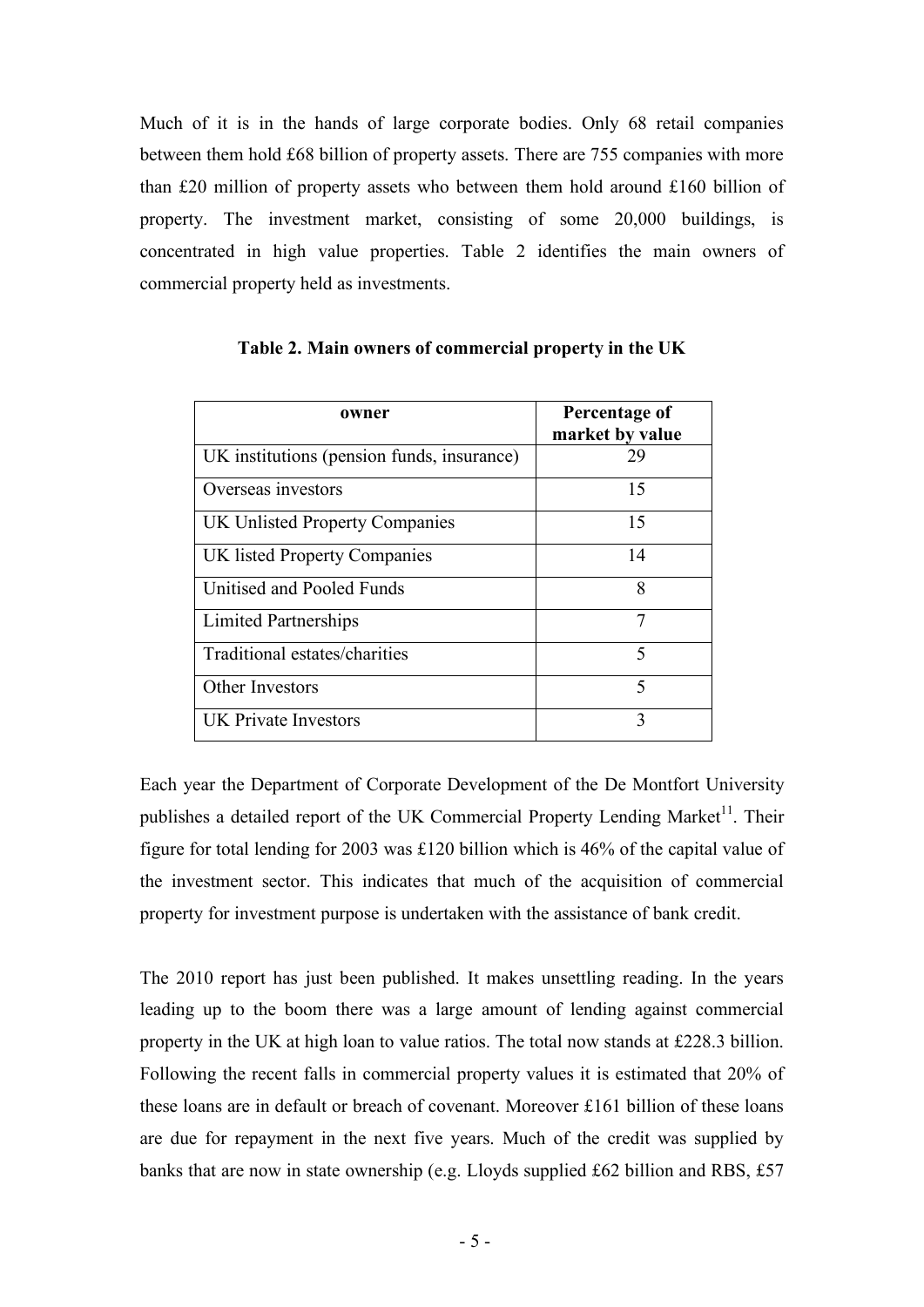Much of it is in the hands of large corporate bodies. Only 68 retail companies between them hold £68 billion of property assets. There are 755 companies with more than £20 million of property assets who between them hold around £160 billion of property. The investment market, consisting of some 20,000 buildings, is concentrated in high value properties. Table 2 identifies the main owners of commercial property held as investments.

**Table 2. Main owners of commercial property in the UK**

| owner | Percentage of market by value |
|---|---|
| UK institutions (pension funds, insurance) | 29 |
| Overseas investors | 15 |
| UK Unlisted Property Companies | 15 |
| UK listed Property Companies | 14 |
| Unitised and Pooled Funds | 8 |
| Limited Partnerships | 7 |
| Traditional estates/charities | 5 |
| Other Investors | 5 |
| UK Private Investors | 3 |

Each year the Department of Corporate Development of the De Montfort University publishes a detailed report of the UK Commercial Property Lending Market[11]. Their figure for total lending for 2003 was £120 billion which is 46% of the capital value of the investment sector. This indicates that much of the acquisition of commercial property for investment purpose is undertaken with the assistance of bank credit.

The 2010 report has just been published. It makes unsettling reading. In the years leading up to the boom there was a large amount of lending against commercial property in the UK at high loan to value ratios. The total now stands at £228.3 billion. Following the recent falls in commercial property values it is estimated that 20% of these loans are in default or breach of covenant. Moreover £161 billion of these loans are due for repayment in the next five years. Much of the credit was supplied by banks that are now in state ownership (e.g. Lloyds supplied £62 billion and RBS, £57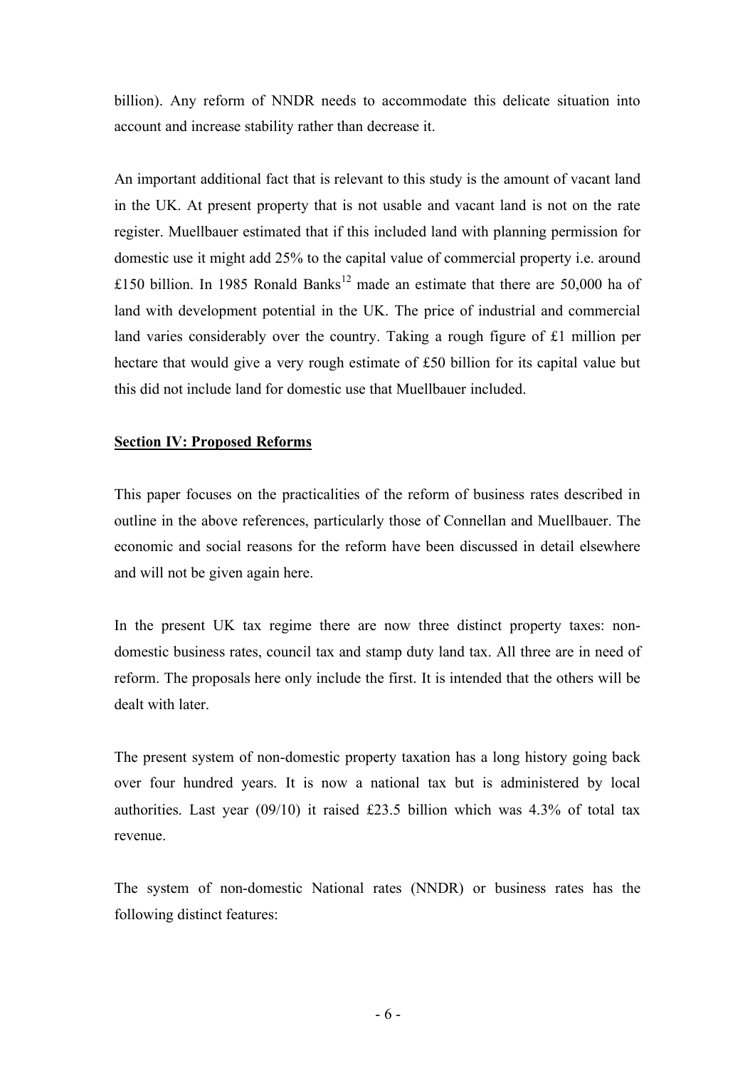billion). Any reform of NNDR needs to accommodate this delicate situation into account and increase stability rather than decrease it.

An important additional fact that is relevant to this study is the amount of vacant land in the UK. At present property that is not usable and vacant land is not on the rate register. Muellbauer estimated that if this included land with planning permission for domestic use it might add 25% to the capital value of commercial property i.e. around £150 billion. In 1985 Ronald Banks[12] made an estimate that there are 50,000 ha of land with development potential in the UK. The price of industrial and commercial land varies considerably over the country. Taking a rough figure of £1 million per hectare that would give a very rough estimate of £50 billion for its capital value but this did not include land for domestic use that Muellbauer included.

## Section IV: Proposed Reforms

This paper focuses on the practicalities of the reform of business rates described in outline in the above references, particularly those of Connellan and Muellbauer. The economic and social reasons for the reform have been discussed in detail elsewhere and will not be given again here.

In the present UK tax regime there are now three distinct property taxes: non-domestic business rates, council tax and stamp duty land tax. All three are in need of reform. The proposals here only include the first. It is intended that the others will be dealt with later.

The present system of non-domestic property taxation has a long history going back over four hundred years. It is now a national tax but is administered by local authorities. Last year (09/10) it raised £23.5 billion which was 4.3% of total tax revenue.

The system of non-domestic National rates (NNDR) or business rates has the following distinct features: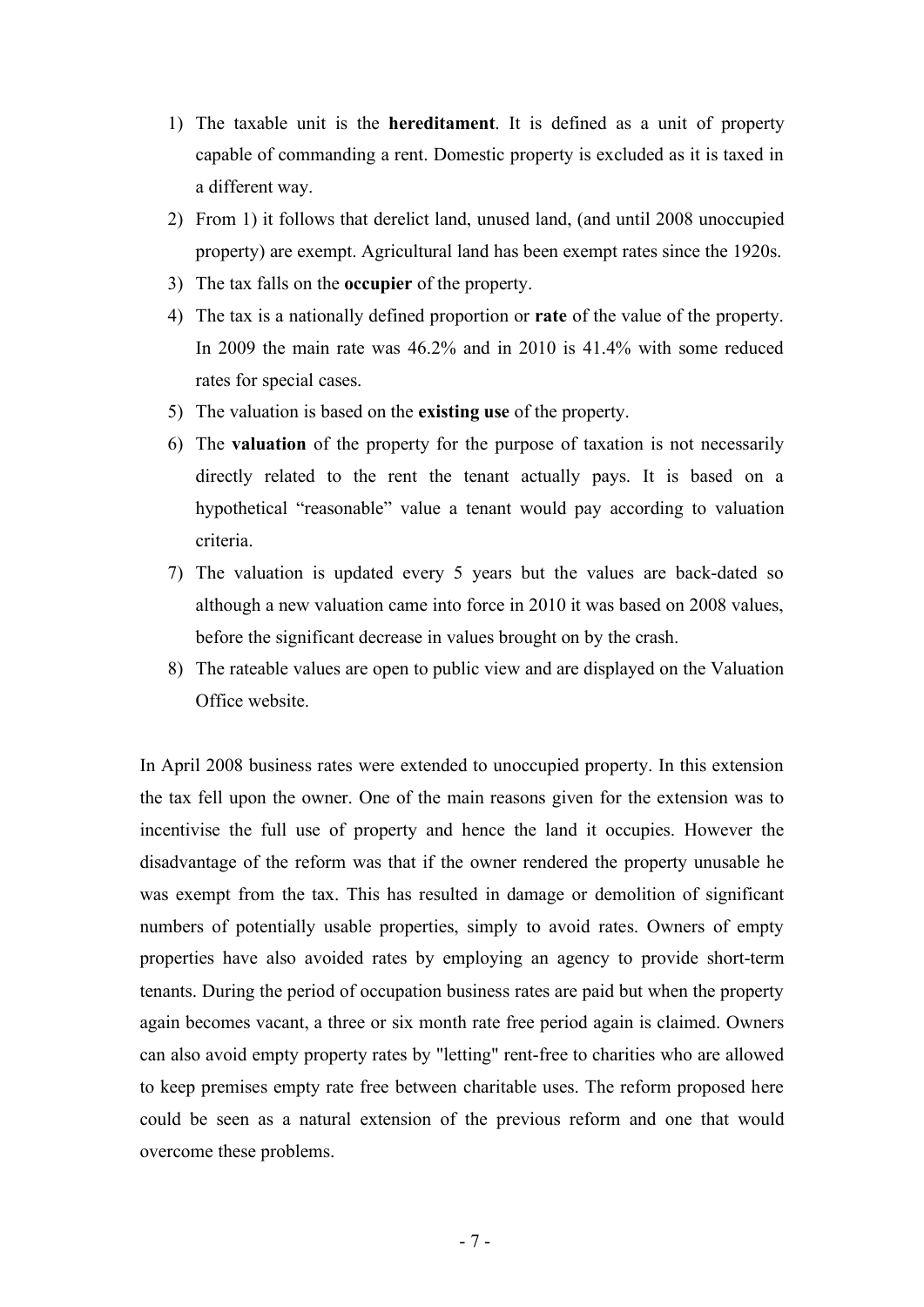1) The taxable unit is the **hereditament**. It is defined as a unit of property capable of commanding a rent. Domestic property is excluded as it is taxed in a different way.
2) From 1) it follows that derelict land, unused land, (and until 2008 unoccupied property) are exempt. Agricultural land has been exempt rates since the 1920s.
3) The tax falls on the **occupier** of the property.
4) The tax is a nationally defined proportion or **rate** of the value of the property. In 2009 the main rate was 46.2% and in 2010 is 41.4% with some reduced rates for special cases.
5) The valuation is based on the **existing use** of the property.
6) The **valuation** of the property for the purpose of taxation is not necessarily directly related to the rent the tenant actually pays. It is based on a hypothetical "reasonable" value a tenant would pay according to valuation criteria.
7) The valuation is updated every 5 years but the values are back-dated so although a new valuation came into force in 2010 it was based on 2008 values, before the significant decrease in values brought on by the crash.
8) The rateable values are open to public view and are displayed on the Valuation Office website.

In April 2008 business rates were extended to unoccupied property. In this extension the tax fell upon the owner. One of the main reasons given for the extension was to incentivise the full use of property and hence the land it occupies. However the disadvantage of the reform was that if the owner rendered the property unusable he was exempt from the tax. This has resulted in damage or demolition of significant numbers of potentially usable properties, simply to avoid rates. Owners of empty properties have also avoided rates by employing an agency to provide short-term tenants. During the period of occupation business rates are paid but when the property again becomes vacant, a three or six month rate free period again is claimed. Owners can also avoid empty property rates by "letting" rent-free to charities who are allowed to keep premises empty rate free between charitable uses. The reform proposed here could be seen as a natural extension of the previous reform and one that would overcome these problems.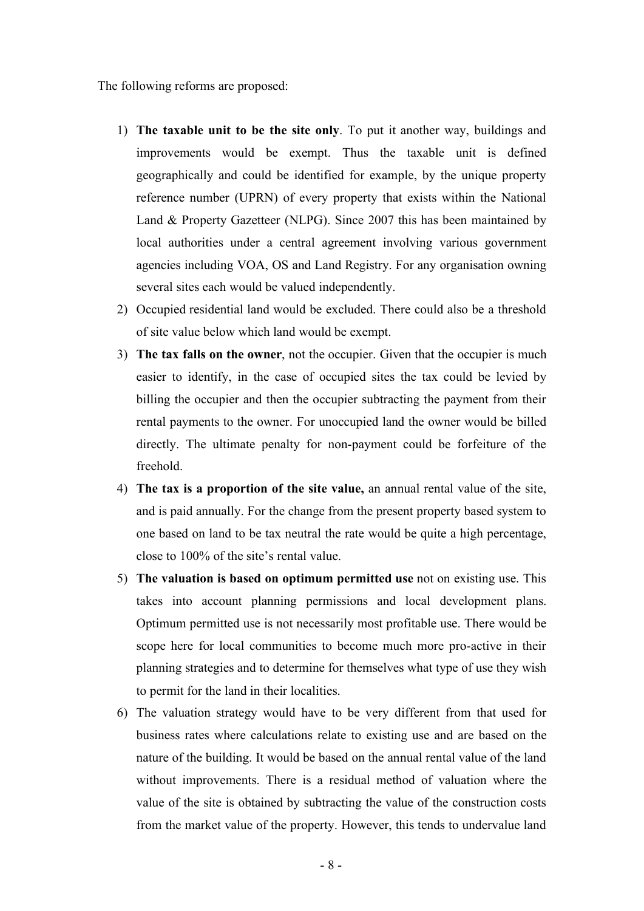The following reforms are proposed:

1) **The taxable unit to be the site only**. To put it another way, buildings and improvements would be exempt. Thus the taxable unit is defined geographically and could be identified for example, by the unique property reference number (UPRN) of every property that exists within the National Land & Property Gazetteer (NLPG). Since 2007 this has been maintained by local authorities under a central agreement involving various government agencies including VOA, OS and Land Registry. For any organisation owning several sites each would be valued independently.
2) Occupied residential land would be excluded. There could also be a threshold of site value below which land would be exempt.
3) **The tax falls on the owner**, not the occupier. Given that the occupier is much easier to identify, in the case of occupied sites the tax could be levied by billing the occupier and then the occupier subtracting the payment from their rental payments to the owner. For unoccupied land the owner would be billed directly. The ultimate penalty for non-payment could be forfeiture of the freehold.
4) **The tax is a proportion of the site value,** an annual rental value of the site, and is paid annually. For the change from the present property based system to one based on land to be tax neutral the rate would be quite a high percentage, close to 100% of the site's rental value.
5) **The valuation is based on optimum permitted use** not on existing use. This takes into account planning permissions and local development plans. Optimum permitted use is not necessarily most profitable use. There would be scope here for local communities to become much more pro-active in their planning strategies and to determine for themselves what type of use they wish to permit for the land in their localities.
6) The valuation strategy would have to be very different from that used for business rates where calculations relate to existing use and are based on the nature of the building. It would be based on the annual rental value of the land without improvements. There is a residual method of valuation where the value of the site is obtained by subtracting the value of the construction costs from the market value of the property. However, this tends to undervalue land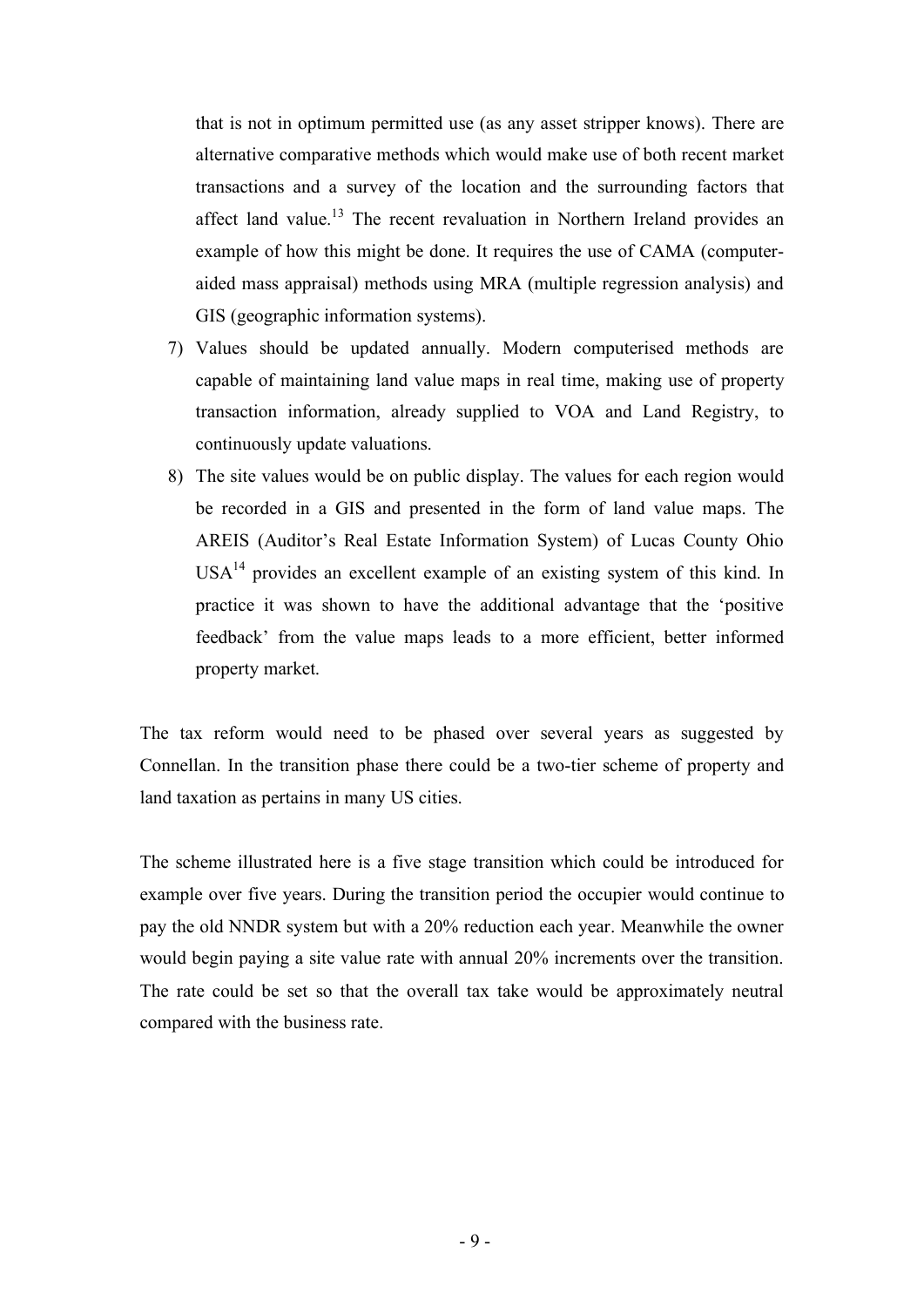that is not in optimum permitted use (as any asset stripper knows). There are alternative comparative methods which would make use of both recent market transactions and a survey of the location and the surrounding factors that affect land value.[13] The recent revaluation in Northern Ireland provides an example of how this might be done. It requires the use of CAMA (computer-aided mass appraisal) methods using MRA (multiple regression analysis) and GIS (geographic information systems).

7) Values should be updated annually. Modern computerised methods are capable of maintaining land value maps in real time, making use of property transaction information, already supplied to VOA and Land Registry, to continuously update valuations.
8) The site values would be on public display. The values for each region would be recorded in a GIS and presented in the form of land value maps. The AREIS (Auditor's Real Estate Information System) of Lucas County Ohio USA[14] provides an excellent example of an existing system of this kind. In practice it was shown to have the additional advantage that the 'positive feedback' from the value maps leads to a more efficient, better informed property market.

The tax reform would need to be phased over several years as suggested by Connellan. In the transition phase there could be a two-tier scheme of property and land taxation as pertains in many US cities.

The scheme illustrated here is a five stage transition which could be introduced for example over five years. During the transition period the occupier would continue to pay the old NNDR system but with a 20% reduction each year. Meanwhile the owner would begin paying a site value rate with annual 20% increments over the transition. The rate could be set so that the overall tax take would be approximately neutral compared with the business rate.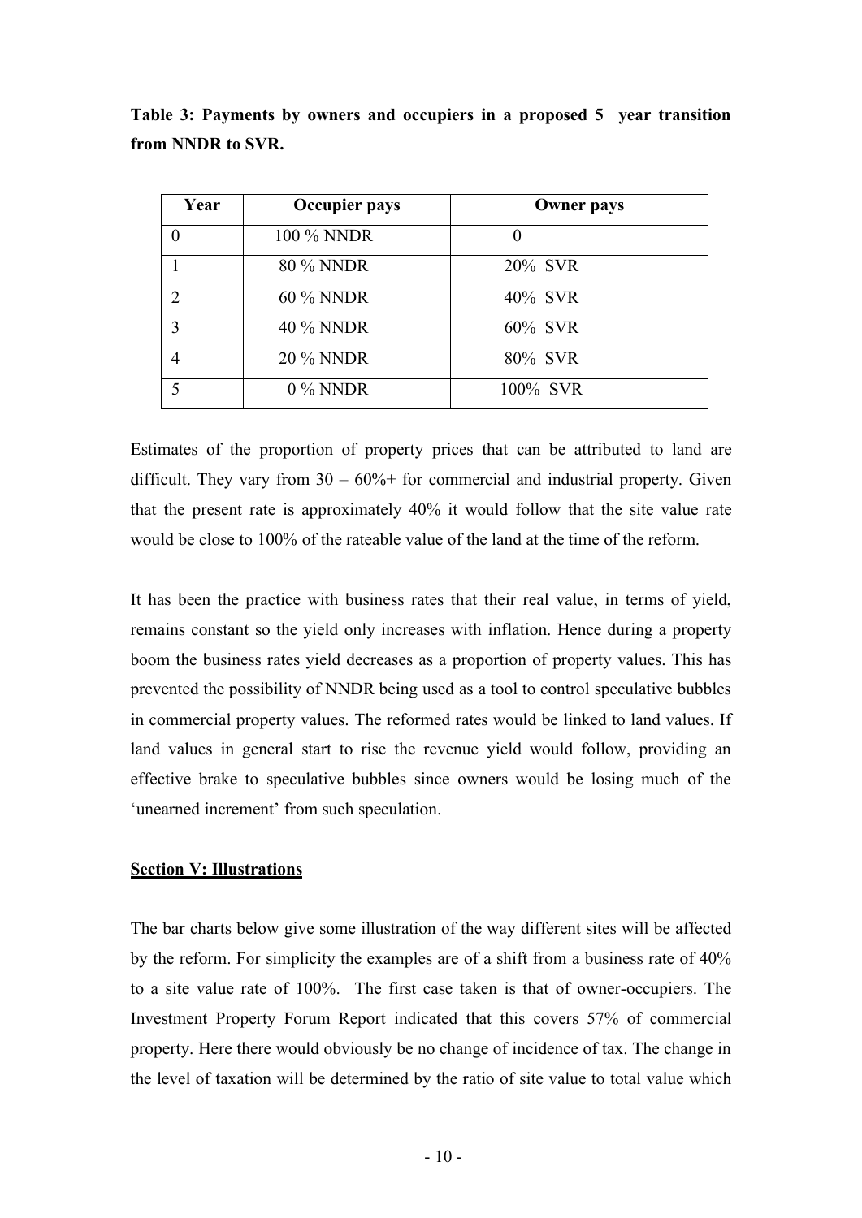**Table 3: Payments by owners and occupiers in a proposed 5 year transition from NNDR to SVR.**

| Year | Occupier pays | Owner pays |
|---|---|---|
| 0 | 100 % NNDR | 0 |
| 1 | 80 % NNDR | 20% SVR |
| 2 | 60 % NNDR | 40% SVR |
| 3 | 40 % NNDR | 60% SVR |
| 4 | 20 % NNDR | 80% SVR |
| 5 | 0 % NNDR | 100% SVR |

Estimates of the proportion of property prices that can be attributed to land are difficult. They vary from 30 – 60%+ for commercial and industrial property. Given that the present rate is approximately 40% it would follow that the site value rate would be close to 100% of the rateable value of the land at the time of the reform.

It has been the practice with business rates that their real value, in terms of yield, remains constant so the yield only increases with inflation. Hence during a property boom the business rates yield decreases as a proportion of property values. This has prevented the possibility of NNDR being used as a tool to control speculative bubbles in commercial property values. The reformed rates would be linked to land values. If land values in general start to rise the revenue yield would follow, providing an effective brake to speculative bubbles since owners would be losing much of the 'unearned increment' from such speculation.

## Section V: Illustrations

The bar charts below give some illustration of the way different sites will be affected by the reform. For simplicity the examples are of a shift from a business rate of 40% to a site value rate of 100%. The first case taken is that of owner-occupiers. The Investment Property Forum Report indicated that this covers 57% of commercial property. Here there would obviously be no change of incidence of tax. The change in the level of taxation will be determined by the ratio of site value to total value which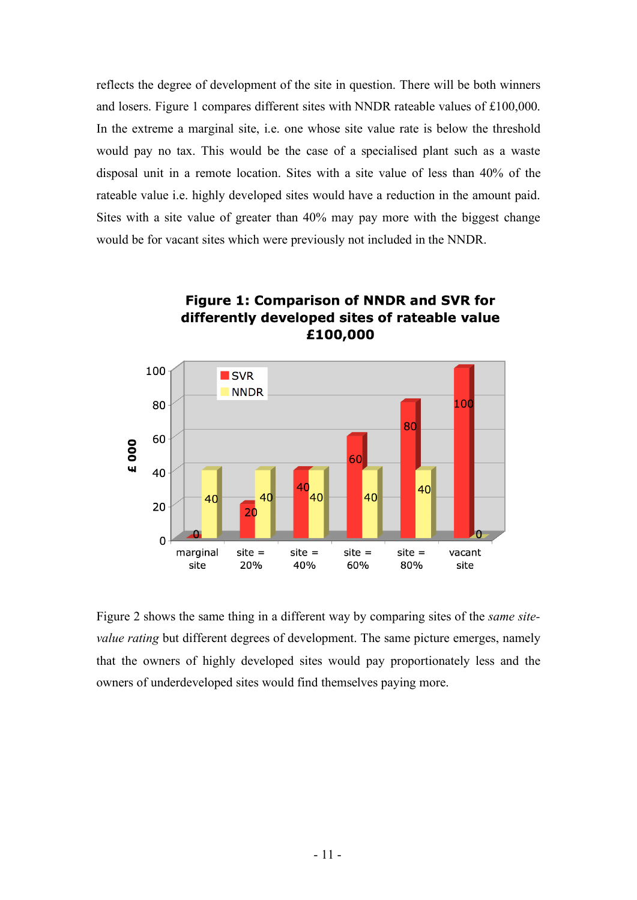reflects the degree of development of the site in question. There will be both winners and losers. Figure 1 compares different sites with NNDR rateable values of £100,000. In the extreme a marginal site, i.e. one whose site value rate is below the threshold would pay no tax. This would be the case of a specialised plant such as a waste disposal unit in a remote location. Sites with a site value of less than 40% of the rateable value i.e. highly developed sites would have a reduction in the amount paid. Sites with a site value of greater than 40% may pay more with the biggest change would be for vacant sites which were previously not included in the NNDR.

**Figure 1: Comparison of NNDR and SVR for differently developed sites of rateable value £100,000**

£ 000

100
80
60
40
20
0

SVR
NNDR

0
40
20
40
40
40
60
40
80
40
100
0

marginal site
site = 20%
site = 40%
site = 60%
site = 80%
vacant site

Figure 2 shows the same thing in a different way by comparing sites of the *same site-value rating* but different degrees of development. The same picture emerges, namely that the owners of highly developed sites would pay proportionately less and the owners of underdeveloped sites would find themselves paying more.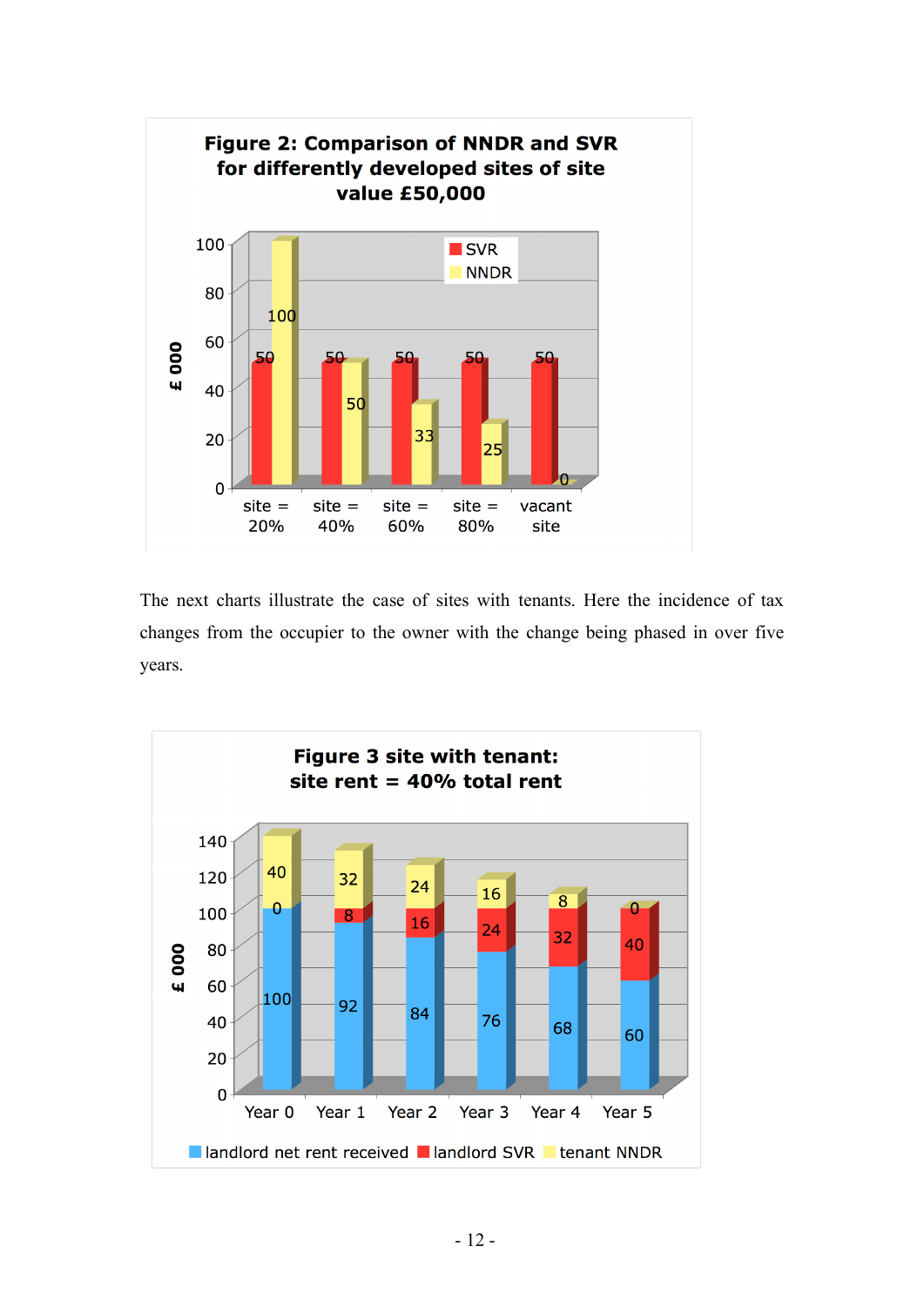**Figure 2: Comparison of NNDR and SVR for differently developed sites of site value £50,000**

£ 000

100
80
60
40
20
0

SVR
NNDR

50
100
50
50
50
33
50
25
50
0

site = 20%
site = 40%
site = 60%
site = 80%
vacant site

The next charts illustrate the case of sites with tenants. Here the incidence of tax changes from the occupier to the owner with the change being phased in over five years.

**Figure 3 site with tenant: site rent = 40% total rent**

£ 000

140
120
100
80
60
40
20
0

40
0
100
32
8
92
24
16
84
16
24
76
8
32
68
0
40
60

Year 0
Year 1
Year 2
Year 3
Year 4
Year 5

landlord net rent received
landlord SVR
tenant NNDR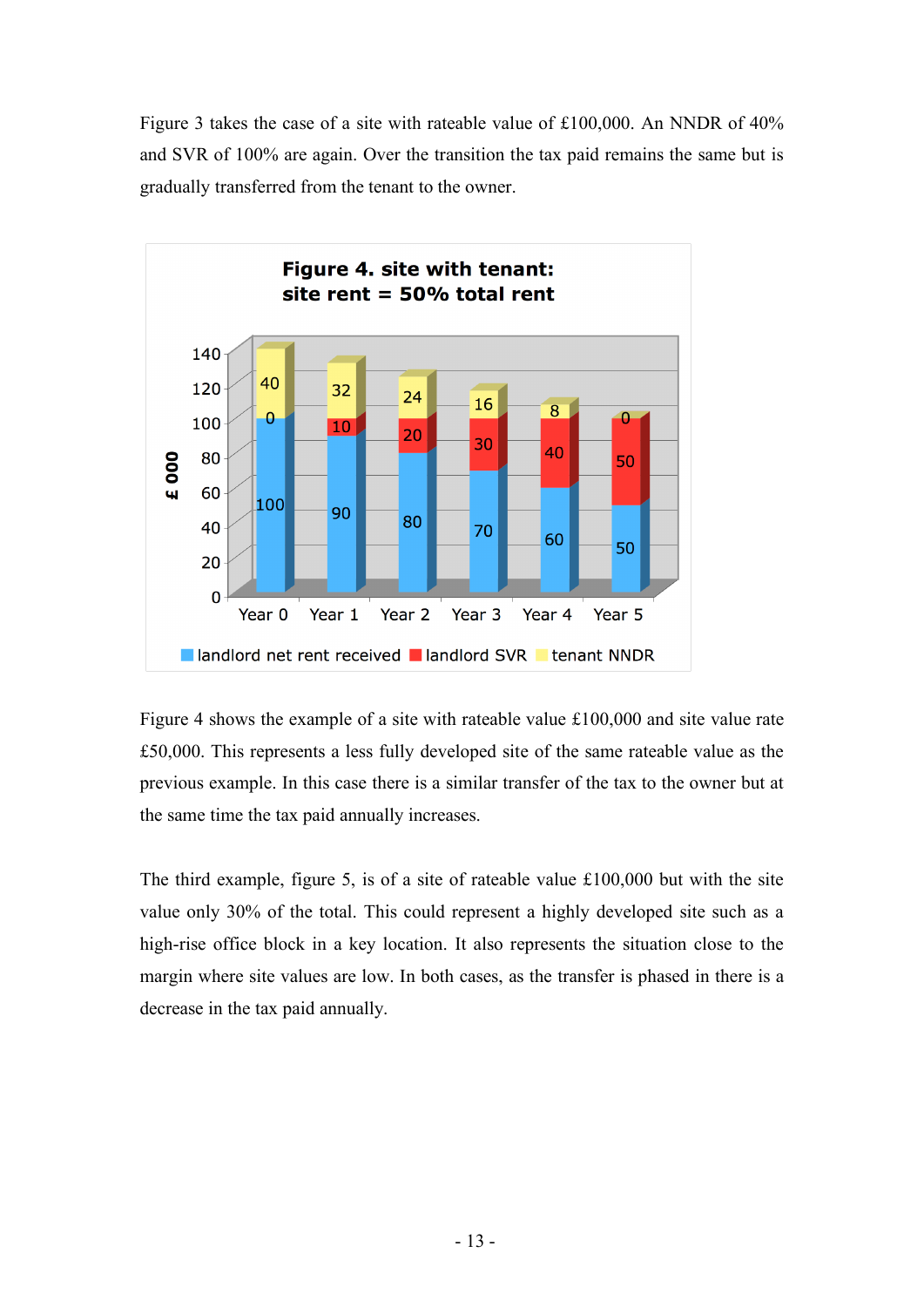Figure 3 takes the case of a site with rateable value of £100,000. An NNDR of 40% and SVR of 100% are again. Over the transition the tax paid remains the same but is gradually transferred from the tenant to the owner.

**Figure 4. site with tenant: site rent = 50% total rent**

£ 000

140
120
100
80
60
40
20
0

Year 0: 40, 0, 100
Year 1: 32, 10, 90
Year 2: 24, 20, 80
Year 3: 16, 30, 70
Year 4: 8, 40, 60
Year 5: 0, 50, 50

landlord net rent received  landlord SVR  tenant NNDR

Figure 4 shows the example of a site with rateable value £100,000 and site value rate £50,000. This represents a less fully developed site of the same rateable value as the previous example. In this case there is a similar transfer of the tax to the owner but at the same time the tax paid annually increases.

The third example, figure 5, is of a site of rateable value £100,000 but with the site value only 30% of the total. This could represent a highly developed site such as a high-rise office block in a key location. It also represents the situation close to the margin where site values are low. In both cases, as the transfer is phased in there is a decrease in the tax paid annually.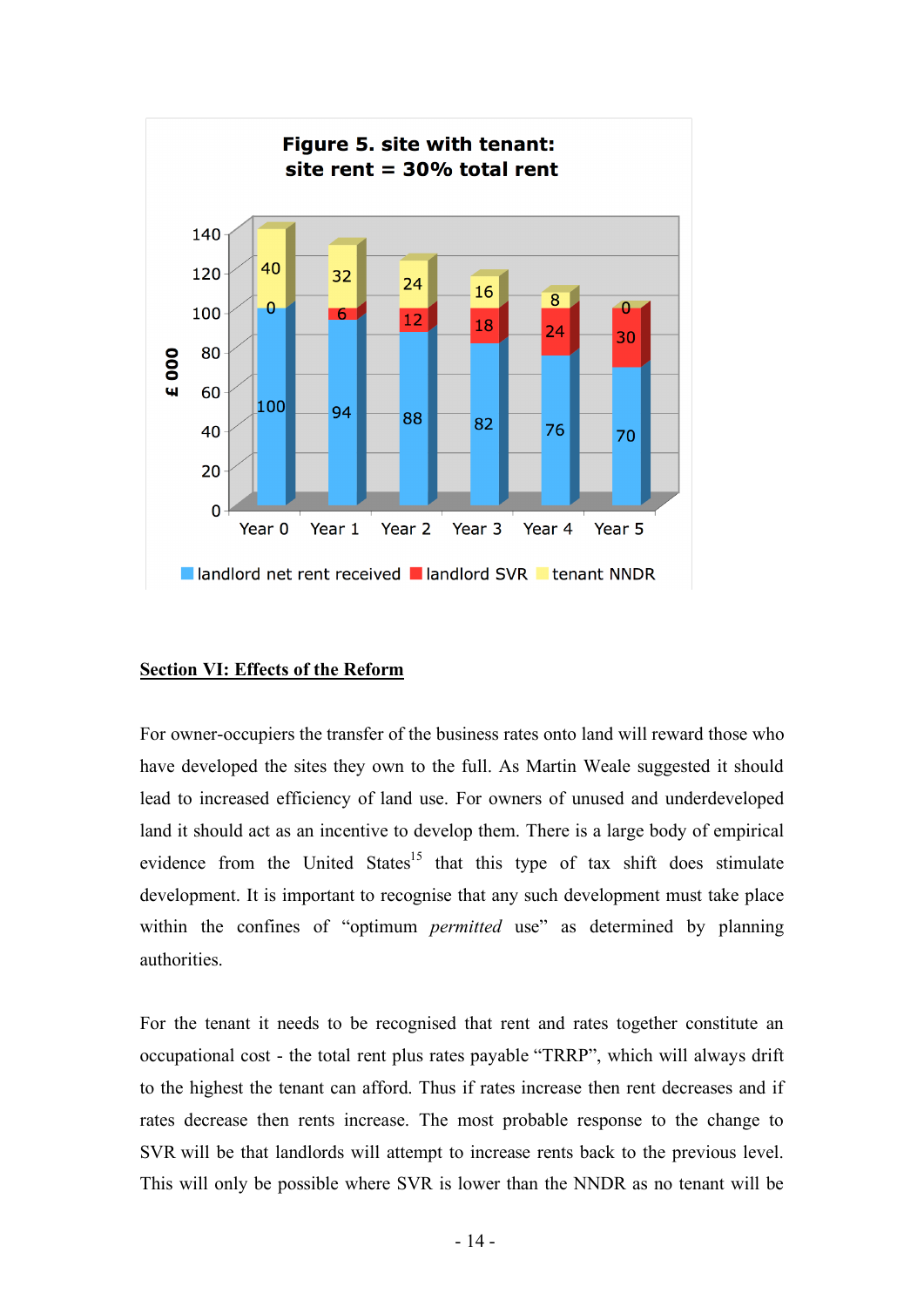Figure 5. site with tenant:
site rent = 30% total rent

£ 000

140
120
100
80
60
40
20
0

Year 0 Year 1 Year 2 Year 3 Year 4 Year 5

40 32 24 16 8 0
0 6 12 18 24 30
100 94 88 82 76 70

landlord net rent received landlord SVR tenant NNDR

## Section VI: Effects of the Reform

For owner-occupiers the transfer of the business rates onto land will reward those who have developed the sites they own to the full. As Martin Weale suggested it should lead to increased efficiency of land use. For owners of unused and underdeveloped land it should act as an incentive to develop them. There is a large body of empirical evidence from the United States[15] that this type of tax shift does stimulate development. It is important to recognise that any such development must take place within the confines of "optimum *permitted* use" as determined by planning authorities.

For the tenant it needs to be recognised that rent and rates together constitute an occupational cost - the total rent plus rates payable "TRRP", which will always drift to the highest the tenant can afford. Thus if rates increase then rent decreases and if rates decrease then rents increase. The most probable response to the change to SVR will be that landlords will attempt to increase rents back to the previous level. This will only be possible where SVR is lower than the NNDR as no tenant will be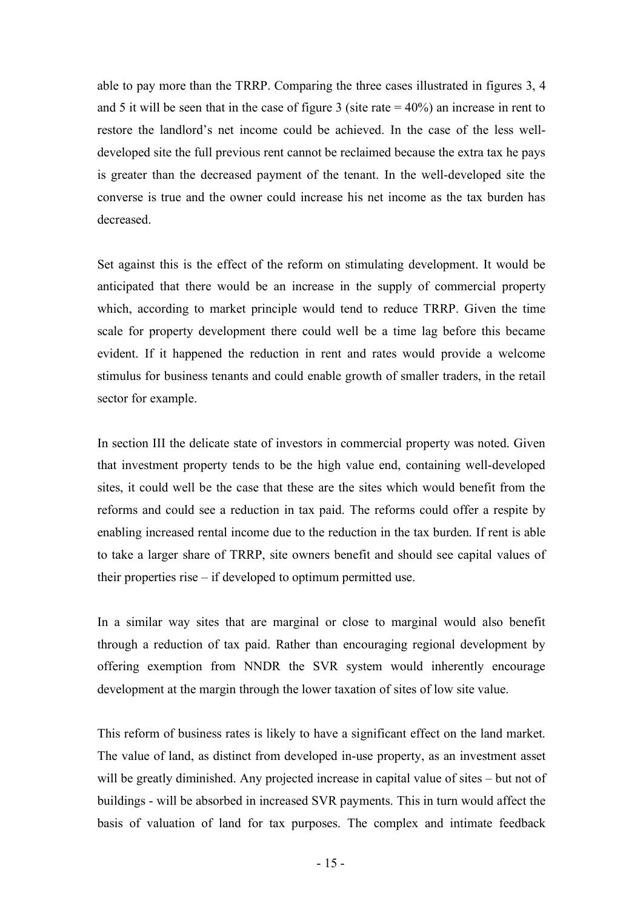able to pay more than the TRRP. Comparing the three cases illustrated in figures 3, 4 and 5 it will be seen that in the case of figure 3 (site rate = 40%) an increase in rent to restore the landlord's net income could be achieved. In the case of the less well-developed site the full previous rent cannot be reclaimed because the extra tax he pays is greater than the decreased payment of the tenant. In the well-developed site the converse is true and the owner could increase his net income as the tax burden has decreased.

Set against this is the effect of the reform on stimulating development. It would be anticipated that there would be an increase in the supply of commercial property which, according to market principle would tend to reduce TRRP. Given the time scale for property development there could well be a time lag before this became evident. If it happened the reduction in rent and rates would provide a welcome stimulus for business tenants and could enable growth of smaller traders, in the retail sector for example.

In section III the delicate state of investors in commercial property was noted. Given that investment property tends to be the high value end, containing well-developed sites, it could well be the case that these are the sites which would benefit from the reforms and could see a reduction in tax paid. The reforms could offer a respite by enabling increased rental income due to the reduction in the tax burden. If rent is able to take a larger share of TRRP, site owners benefit and should see capital values of their properties rise – if developed to optimum permitted use.

In a similar way sites that are marginal or close to marginal would also benefit through a reduction of tax paid. Rather than encouraging regional development by offering exemption from NNDR the SVR system would inherently encourage development at the margin through the lower taxation of sites of low site value.

This reform of business rates is likely to have a significant effect on the land market. The value of land, as distinct from developed in-use property, as an investment asset will be greatly diminished. Any projected increase in capital value of sites – but not of buildings - will be absorbed in increased SVR payments. This in turn would affect the basis of valuation of land for tax purposes. The complex and intimate feedback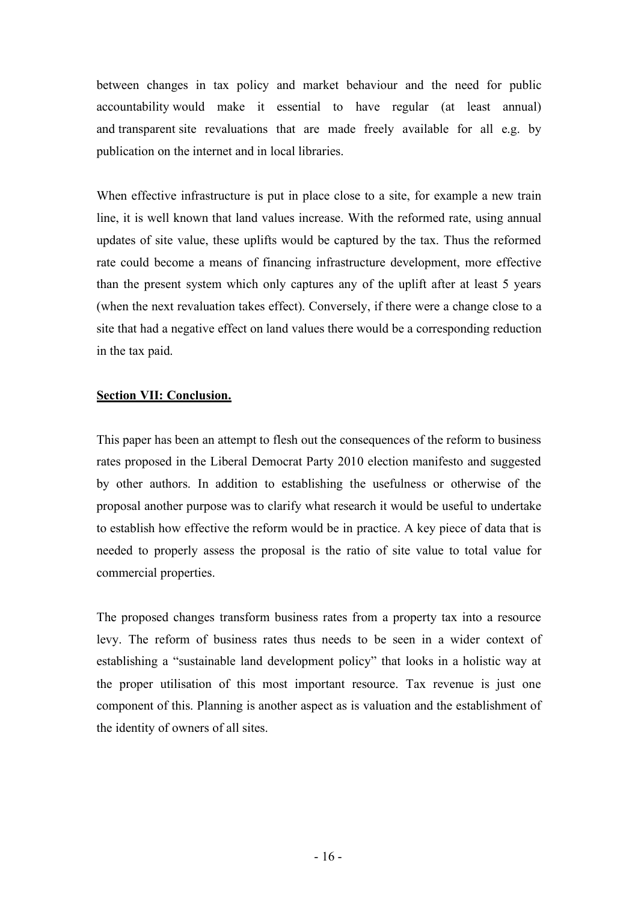between changes in tax policy and market behaviour and the need for public accountability would make it essential to have regular (at least annual) and transparent site revaluations that are made freely available for all e.g. by publication on the internet and in local libraries.

When effective infrastructure is put in place close to a site, for example a new train line, it is well known that land values increase. With the reformed rate, using annual updates of site value, these uplifts would be captured by the tax. Thus the reformed rate could become a means of financing infrastructure development, more effective than the present system which only captures any of the uplift after at least 5 years (when the next revaluation takes effect). Conversely, if there were a change close to a site that had a negative effect on land values there would be a corresponding reduction in the tax paid.

## Section VII: Conclusion.

This paper has been an attempt to flesh out the consequences of the reform to business rates proposed in the Liberal Democrat Party 2010 election manifesto and suggested by other authors. In addition to establishing the usefulness or otherwise of the proposal another purpose was to clarify what research it would be useful to undertake to establish how effective the reform would be in practice. A key piece of data that is needed to properly assess the proposal is the ratio of site value to total value for commercial properties.

The proposed changes transform business rates from a property tax into a resource levy. The reform of business rates thus needs to be seen in a wider context of establishing a "sustainable land development policy" that looks in a holistic way at the proper utilisation of this most important resource. Tax revenue is just one component of this. Planning is another aspect as is valuation and the establishment of the identity of owners of all sites.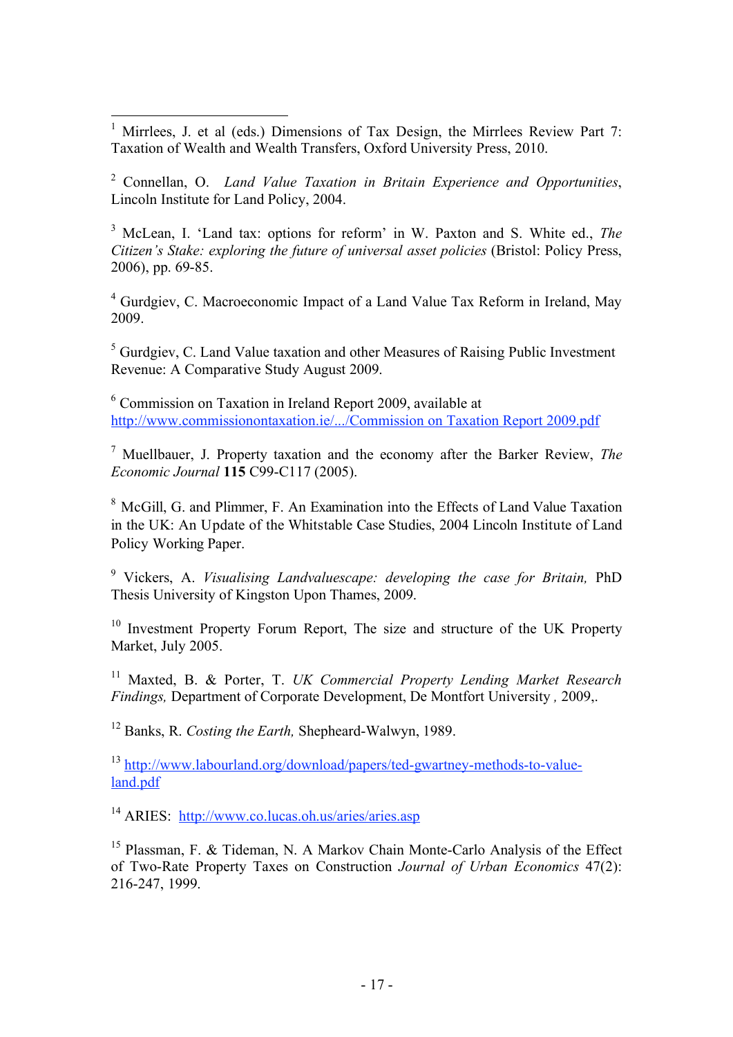[1] Mirrlees, J. et al (eds.) Dimensions of Tax Design, the Mirrlees Review Part 7: Taxation of Wealth and Wealth Transfers, Oxford University Press, 2010.

[2] Connellan, O. *Land Value Taxation in Britain Experience and Opportunities*, Lincoln Institute for Land Policy, 2004.

[3] McLean, I. 'Land tax: options for reform' in W. Paxton and S. White ed., *The Citizen's Stake: exploring the future of universal asset policies* (Bristol: Policy Press, 2006), pp. 69-85.

[4] Gurdgiev, C. Macroeconomic Impact of a Land Value Tax Reform in Ireland, May 2009.

[5] Gurdgiev, C. Land Value taxation and other Measures of Raising Public Investment Revenue: A Comparative Study August 2009.

[6] Commission on Taxation in Ireland Report 2009, available at http://www.commissionontaxation.ie/.../Commission on Taxation Report 2009.pdf

[7] Muellbauer, J. Property taxation and the economy after the Barker Review, *The Economic Journal* **115** C99-C117 (2005).

[8] McGill, G. and Plimmer, F. An Examination into the Effects of Land Value Taxation in the UK: An Update of the Whitstable Case Studies, 2004 Lincoln Institute of Land Policy Working Paper.

[9] Vickers, A. *Visualising Landvaluescape: developing the case for Britain,* PhD Thesis University of Kingston Upon Thames, 2009.

[10] Investment Property Forum Report, The size and structure of the UK Property Market, July 2005.

[11] Maxted, B. & Porter, T. *UK Commercial Property Lending Market Research Findings,* Department of Corporate Development, De Montfort University , 2009,.

[12] Banks, R. *Costing the Earth,* Shepheard-Walwyn, 1989.

[13] http://www.labourland.org/download/papers/ted-gwartney-methods-to-value-land.pdf

[14] ARIES: http://www.co.lucas.oh.us/aries/aries.asp

[15] Plassman, F. & Tideman, N. A Markov Chain Monte-Carlo Analysis of the Effect of Two-Rate Property Taxes on Construction *Journal of Urban Economics* 47(2): 216-247, 1999.